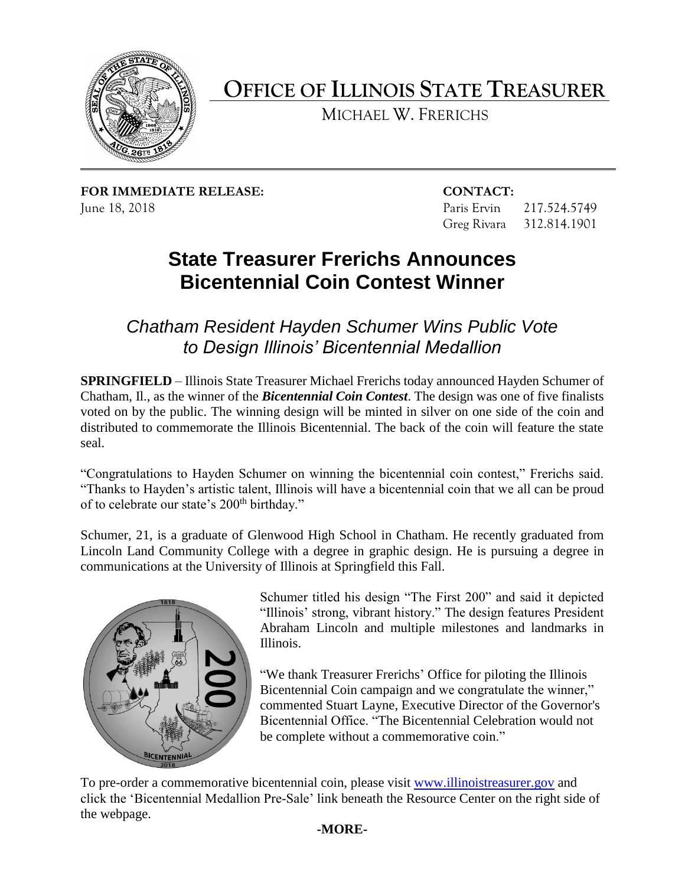# OFFICE OF ILLINOIS STATE TREASURER

MICHAEL W. FRERICHS

**FOR IMMEDIATE RELEASE:**
June 18, 2018

**CONTACT:**
Paris Ervin 217.524.5749
Greg Rivara 312.814.1901

## State Treasurer Frerichs Announces Bicentennial Coin Contest Winner

### *Chatham Resident Hayden Schumer Wins Public Vote to Design Illinois' Bicentennial Medallion*

**SPRINGFIELD** – Illinois State Treasurer Michael Frerichs today announced Hayden Schumer of Chatham, Il., as the winner of the ***Bicentennial Coin Contest***. The design was one of five finalists voted on by the public. The winning design will be minted in silver on one side of the coin and distributed to commemorate the Illinois Bicentennial. The back of the coin will feature the state seal.

"Congratulations to Hayden Schumer on winning the bicentennial coin contest," Frerichs said. "Thanks to Hayden's artistic talent, Illinois will have a bicentennial coin that we all can be proud of to celebrate our state's 200th birthday."

Schumer, 21, is a graduate of Glenwood High School in Chatham. He recently graduated from Lincoln Land Community College with a degree in graphic design. He is pursuing a degree in communications at the University of Illinois at Springfield this Fall.

Schumer titled his design "The First 200" and said it depicted "Illinois' strong, vibrant history." The design features President Abraham Lincoln and multiple milestones and landmarks in Illinois.

"We thank Treasurer Frerichs' Office for piloting the Illinois Bicentennial Coin campaign and we congratulate the winner," commented Stuart Layne, Executive Director of the Governor's Bicentennial Office. "The Bicentennial Celebration would not be complete without a commemorative coin."

To pre-order a commemorative bicentennial coin, please visit [www.illinoistreasurer.gov](http://www.illinoistreasurer.gov) and click the 'Bicentennial Medallion Pre-Sale' link beneath the Resource Center on the right side of the webpage.

**-MORE-**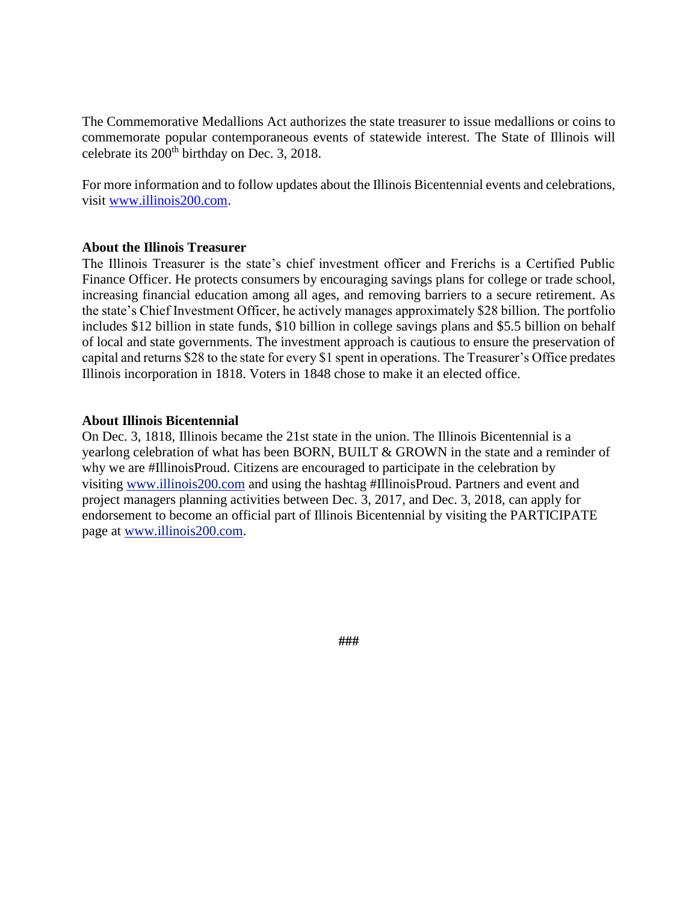The Commemorative Medallions Act authorizes the state treasurer to issue medallions or coins to commemorate popular contemporaneous events of statewide interest. The State of Illinois will celebrate its 200th birthday on Dec. 3, 2018.

For more information and to follow updates about the Illinois Bicentennial events and celebrations, visit www.illinois200.com.

**About the Illinois Treasurer**

The Illinois Treasurer is the state's chief investment officer and Frerichs is a Certified Public Finance Officer. He protects consumers by encouraging savings plans for college or trade school, increasing financial education among all ages, and removing barriers to a secure retirement. As the state's Chief Investment Officer, he actively manages approximately $28 billion. The portfolio includes $12 billion in state funds, $10 billion in college savings plans and $5.5 billion on behalf of local and state governments. The investment approach is cautious to ensure the preservation of capital and returns $28 to the state for every $1 spent in operations. The Treasurer's Office predates Illinois incorporation in 1818. Voters in 1848 chose to make it an elected office.

**About Illinois Bicentennial**

On Dec. 3, 1818, Illinois became the 21st state in the union. The Illinois Bicentennial is a yearlong celebration of what has been BORN, BUILT & GROWN in the state and a reminder of why we are #IllinoisProud. Citizens are encouraged to participate in the celebration by visiting www.illinois200.com and using the hashtag #IllinoisProud. Partners and event and project managers planning activities between Dec. 3, 2017, and Dec. 3, 2018, can apply for endorsement to become an official part of Illinois Bicentennial by visiting the PARTICIPATE page at www.illinois200.com.

**###**